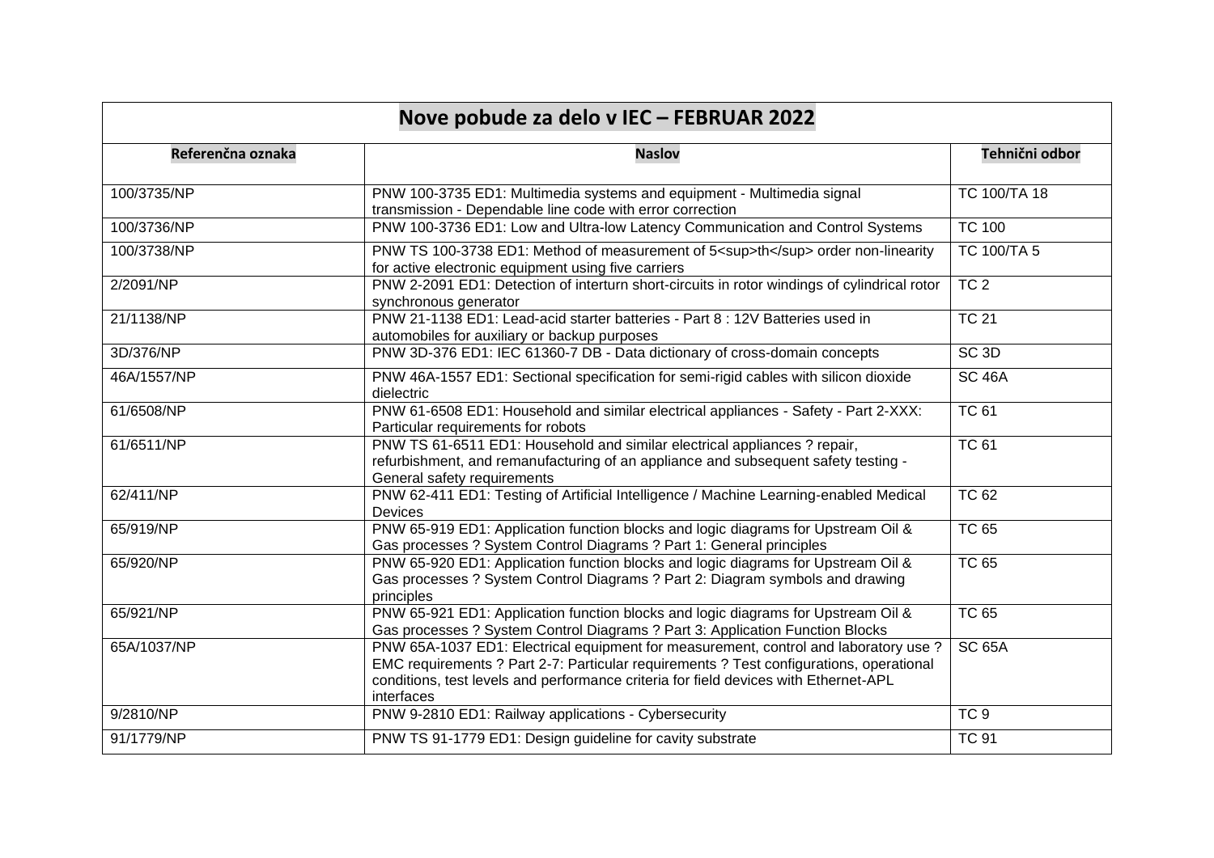| Nove pobude za delo v IEC – FEBRUAR 2022 | | |
|---|---|---|
| **Referenčna oznaka** | **Naslov** | **Tehnični odbor** |
| 100/3735/NP | PNW 100-3735 ED1: Multimedia systems and equipment - Multimedia signal transmission - Dependable line code with error correction | TC 100/TA 18 |
| 100/3736/NP | PNW 100-3736 ED1: Low and Ultra-low Latency Communication and Control Systems | TC 100 |
| 100/3738/NP | PNW TS 100-3738 ED1: Method of measurement of $5^{th}$ order non-linearity for active electronic equipment using five carriers | TC 100/TA 5 |
| 2/2091/NP | PNW 2-2091 ED1: Detection of interturn short-circuits in rotor windings of cylindrical rotor synchronous generator | TC 2 |
| 21/1138/NP | PNW 21-1138 ED1: Lead-acid starter batteries - Part 8 : 12V Batteries used in automobiles for auxiliary or backup purposes | TC 21 |
| 3D/376/NP | PNW 3D-376 ED1: IEC 61360-7 DB - Data dictionary of cross-domain concepts | SC 3D |
| 46A/1557/NP | PNW 46A-1557 ED1: Sectional specification for semi-rigid cables with silicon dioxide dielectric | SC 46A |
| 61/6508/NP | PNW 61-6508 ED1: Household and similar electrical appliances - Safety - Part 2-XXX: Particular requirements for robots | TC 61 |
| 61/6511/NP | PNW TS 61-6511 ED1: Household and similar electrical appliances ? repair, refurbishment, and remanufacturing of an appliance and subsequent safety testing - General safety requirements | TC 61 |
| 62/411/NP | PNW 62-411 ED1: Testing of Artificial Intelligence / Machine Learning-enabled Medical Devices | TC 62 |
| 65/919/NP | PNW 65-919 ED1: Application function blocks and logic diagrams for Upstream Oil & Gas processes ? System Control Diagrams ? Part 1: General principles | TC 65 |
| 65/920/NP | PNW 65-920 ED1: Application function blocks and logic diagrams for Upstream Oil & Gas processes ? System Control Diagrams ? Part 2: Diagram symbols and drawing principles | TC 65 |
| 65/921/NP | PNW 65-921 ED1: Application function blocks and logic diagrams for Upstream Oil & Gas processes ? System Control Diagrams ? Part 3: Application Function Blocks | TC 65 |
| 65A/1037/NP | PNW 65A-1037 ED1: Electrical equipment for measurement, control and laboratory use ? EMC requirements ? Part 2-7: Particular requirements ? Test configurations, operational conditions, test levels and performance criteria for field devices with Ethernet-APL interfaces | SC 65A |
| 9/2810/NP | PNW 9-2810 ED1: Railway applications - Cybersecurity | TC 9 |
| 91/1779/NP | PNW TS 91-1779 ED1: Design guideline for cavity substrate | TC 91 |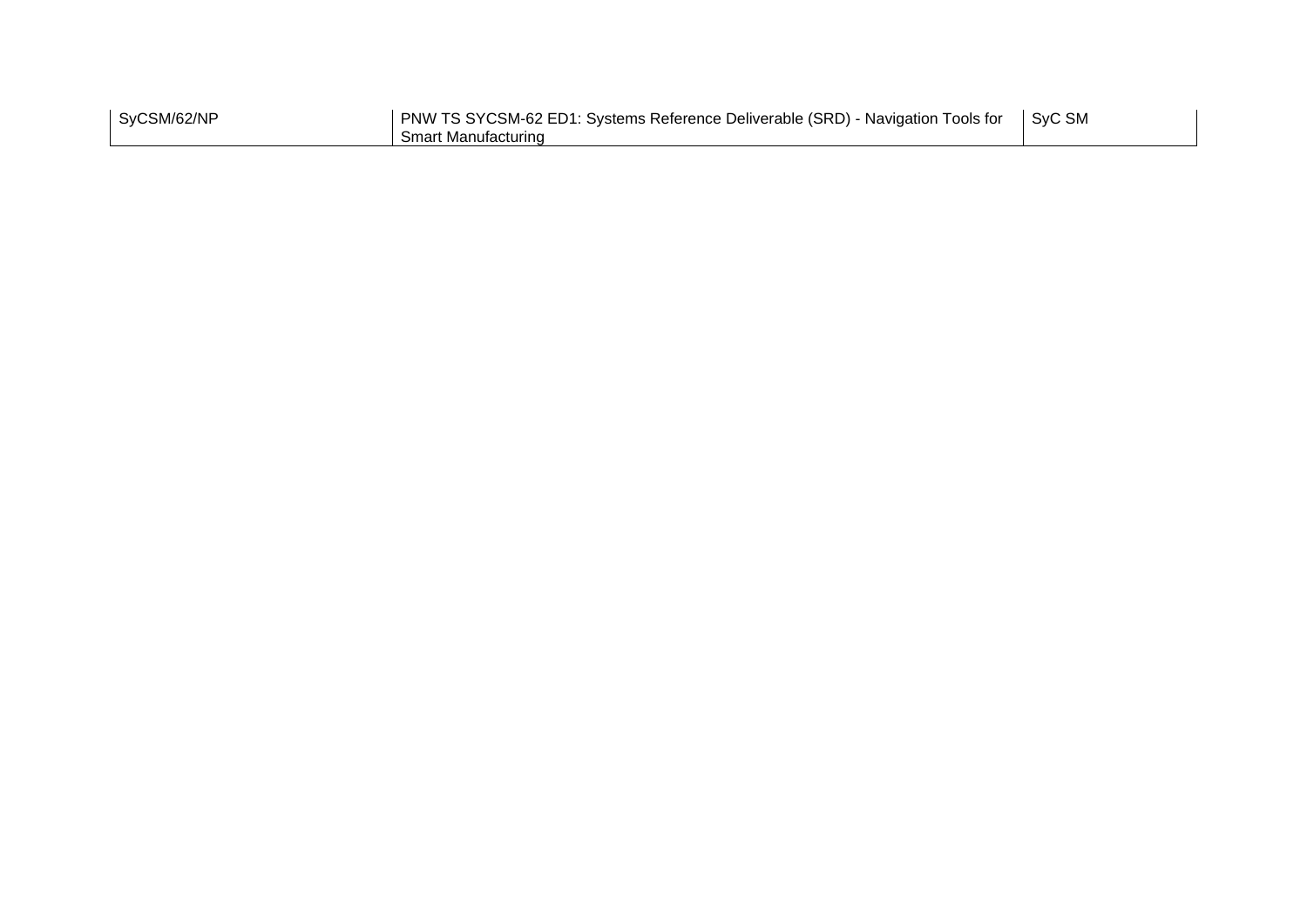| | | |
|---|---|---|
| SyCSM/62/NP | PNW TS SYCSM-62 ED1: Systems Reference Deliverable (SRD) - Navigation Tools for Smart Manufacturing | SyC SM |